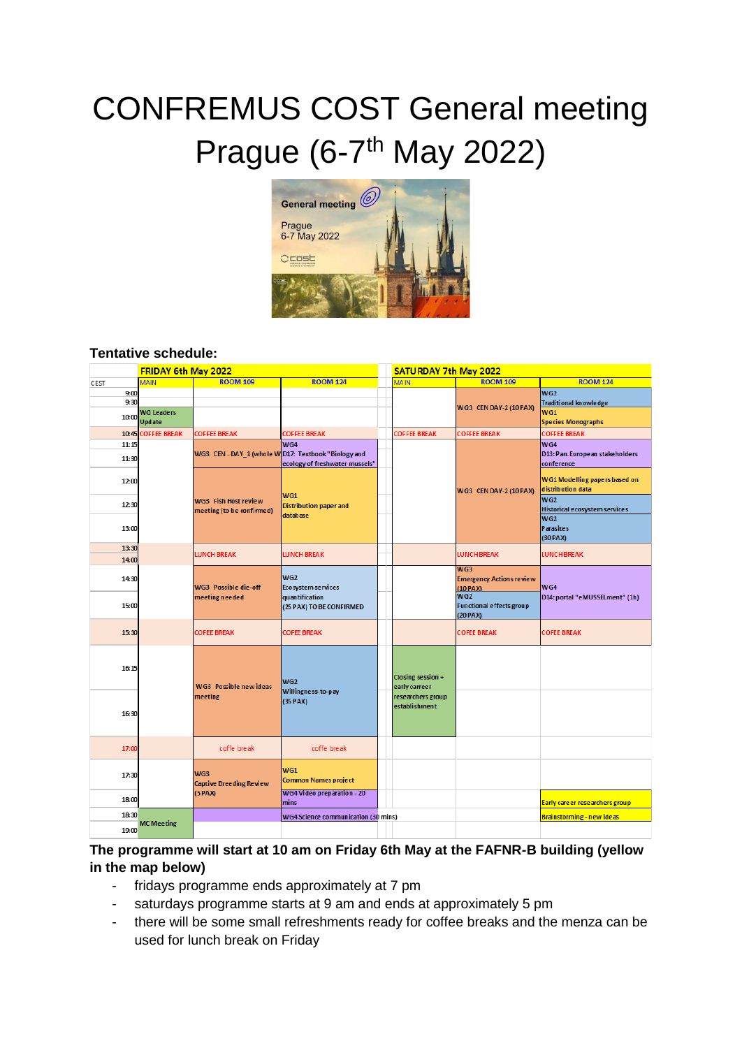# CONFREMUS COST General meeting Prague (6-7th May 2022)

**Tentative schedule:**

| CEST | FRIDAY 6th May 2022 MAIN | ROOM 109 | ROOM 124 | SATURDAY 7th May 2022 MAIN | ROOM 109 | ROOM 124 |
|---|---|---|---|---|---|---|
| 9:00 | | | | | WG3 CEN DAY-2 (10PAX) | WG2 Traditional knowledge |
| 9:30 | | | | | | |
| 10:00 | WG Leaders Update | | | | | WG1 Species Monographs |
| 10:45 | COFFEE BREAK | COFFEE BREAK | COFFEE BREAK | COFFEE BREAK | COFFEE BREAK | COFFEE BREAK |
| 11:15 | | WG3 CEN - DAY_1 (whole W | WG4 D17: Textbook "Biology and ecology of freshwater mussels" | | WG3 CEN DAY-2 (10PAX) | WG4 D13: Pan-European stakeholders conference |
| 11:30 | | | | | | |
| 12:00 | | WG3 Fish Host review meeting (to be confirmed) | WG1 Distribution paper and database | | | WG1 Modelling papers based on distribution data |
| 12:30 | | | | | | WG2 Historical ecosystem services |
| 13:00 | | | | | | WG2 Parasites (30PAX) |
| 13:30 | | LUNCH BREAK | LUNCH BREAK | | LUNCH BREAK | LUNCH BREAK |
| 14:00 | | | | | | |
| 14:30 | | WG3 Possible die-off meeting needed | WG2 Ecosystem services quantification (25 PAX) TO BE CONFIRMED | | WG3 Emergency Actions review (10PAX) | WG4 D14: portal "eMUSSELment" (1h) |
| 15:00 | | | | | WG2 Functional effects group (20PAX) | |
| 15:30 | | COFEE BREAK | COFEE BREAK | | COFEE BREAK | COFEE BREAK |
| 16:15 | | WG3 Possible new ideas meeting | WG2 Willingness-to-pay (35 PAX) | Closing session + early carreer researchers group establishment | | |
| 16:30 | | | | | | |
| 17:00 | | coffe break | coffe break | | | |
| 17:30 | | WG3 Captive Breeding Review (5PAX) | WG1 Common Names project | | | |
| 18:00 | | | WG4 Video preparation - 20 mins | | | Early career researchers group |
| 18:30 | MC Meeting | | WG4 Science communication (30 mins) | | | Brainstorming - new ideas |
| 19:00 | | | | | | |

**The programme will start at 10 am on Friday 6th May at the FAFNR-B building (yellow in the map below)**

- fridays programme ends approximately at 7 pm
- saturdays programme starts at 9 am and ends at approximately 5 pm
- there will be some small refreshments ready for coffee breaks and the menza can be used for lunch break on Friday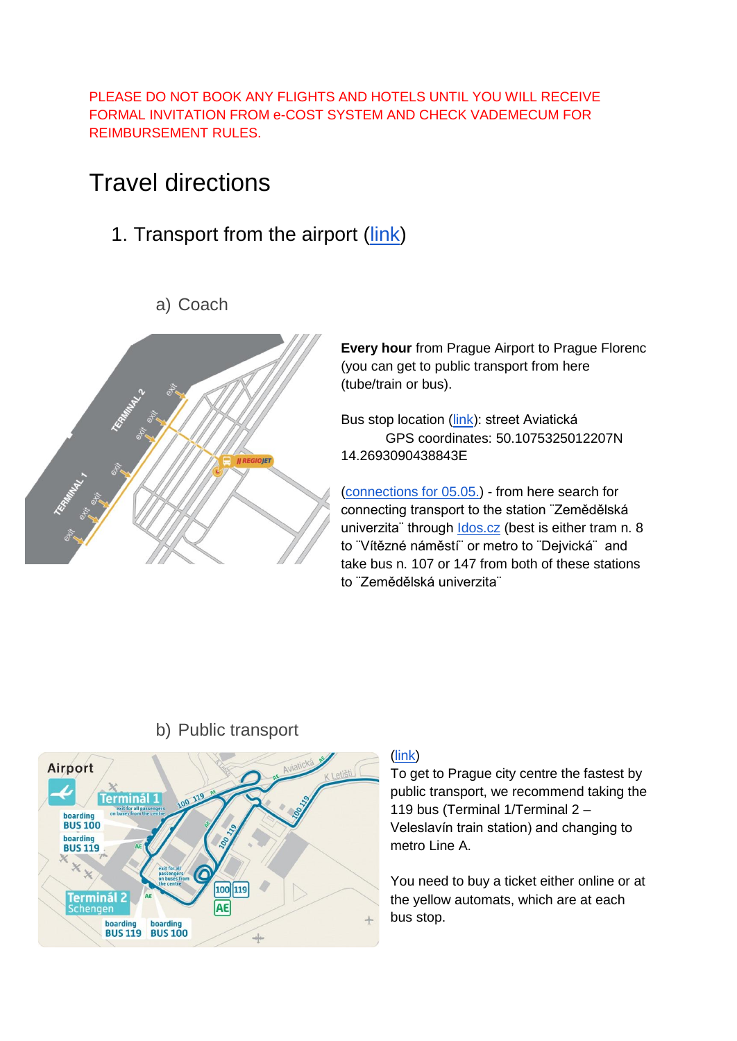PLEASE DO NOT BOOK ANY FLIGHTS AND HOTELS UNTIL YOU WILL RECEIVE FORMAL INVITATION FROM e-COST SYSTEM AND CHECK VADEMECUM FOR REIMBURSEMENT RULES.

# Travel directions

## 1. Transport from the airport ([link](link))

### a) Coach

**Every hour** from Prague Airport to Prague Florenc (you can get to public transport from here (tube/train or bus).

Bus stop location ([link](link)): street Aviatická
GPS coordinates: 50.1075325012207N 14.2693090438843E

([connections for 05.05.](link)) - from here search for connecting transport to the station ¨Zemědělská univerzita¨ through [Idos.cz](Idos.cz) (best is either tram n. 8 to ¨Vítězné náměstí¨ or metro to ¨Dejvická¨ and take bus n. 107 or 147 from both of these stations to ¨Zemědělská univerzita¨

### b) Public transport

([link](link))

To get to Prague city centre the fastest by public transport, we recommend taking the 119 bus (Terminal 1/Terminal 2 – Veleslavín train station) and changing to metro Line A.

You need to buy a ticket either online or at the yellow automats, which are at each bus stop.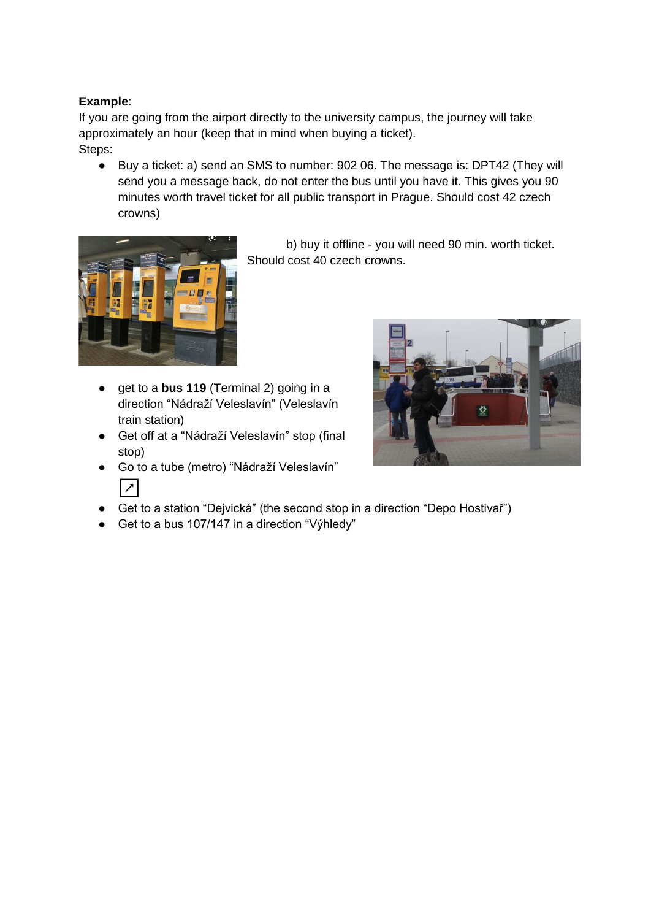**Example**:
If you are going from the airport directly to the university campus, the journey will take approximately an hour (keep that in mind when buying a ticket).
Steps:

- Buy a ticket: a) send an SMS to number: 902 06. The message is: DPT42 (They will send you a message back, do not enter the bus until you have it. This gives you 90 minutes worth travel ticket for all public transport in Prague. Should cost 42 czech crowns)

b) buy it offline - you will need 90 min. worth ticket. Should cost 40 czech crowns.

- get to a **bus 119** (Terminal 2) going in a direction "Nádraží Veleslavín" (Veleslavín train station)
- Get off at a "Nádraží Veleslavín" stop (final stop)
- Go to a tube (metro) "Nádraží Veleslavín"
- Get to a station "Dejvická" (the second stop in a direction "Depo Hostivař")
- Get to a bus 107/147 in a direction "Výhledy"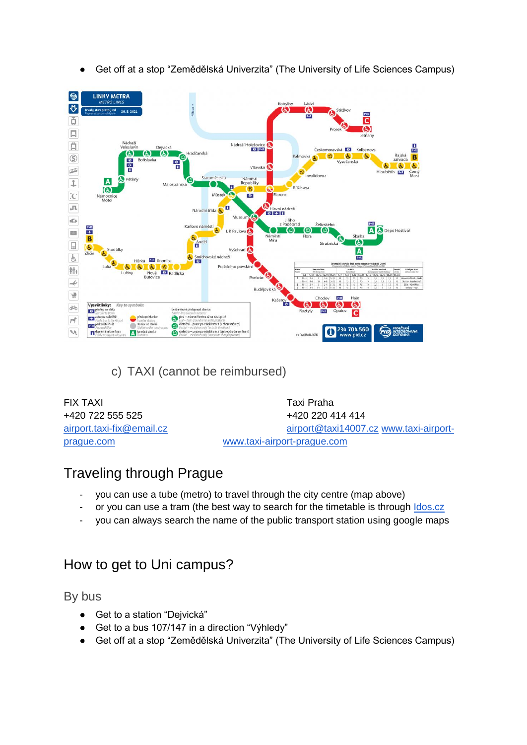- Get off at a stop “Zemědělská Univerzita” (The University of Life Sciences Campus)

c) TAXI (cannot be reimbursed)

FIX TAXI
+420 722 555 525
airport.taxi-fix@email.cz
www.taxi-airport-prague.com

Taxi Praha
+420 220 414 414
airport@taxi14007.cz
www.taxi-airport-prague.com

## Traveling through Prague

- you can use a tube (metro) to travel through the city centre (map above)
- or you can use a tram (the best way to search for the timetable is through Idos.cz
- you can always search the name of the public transport station using google maps

## How to get to Uni campus?

### By bus

- Get to a station “Dejvická”
- Get to a bus 107/147 in a direction “Výhledy”
- Get off at a stop “Zemědělská Univerzita” (The University of Life Sciences Campus)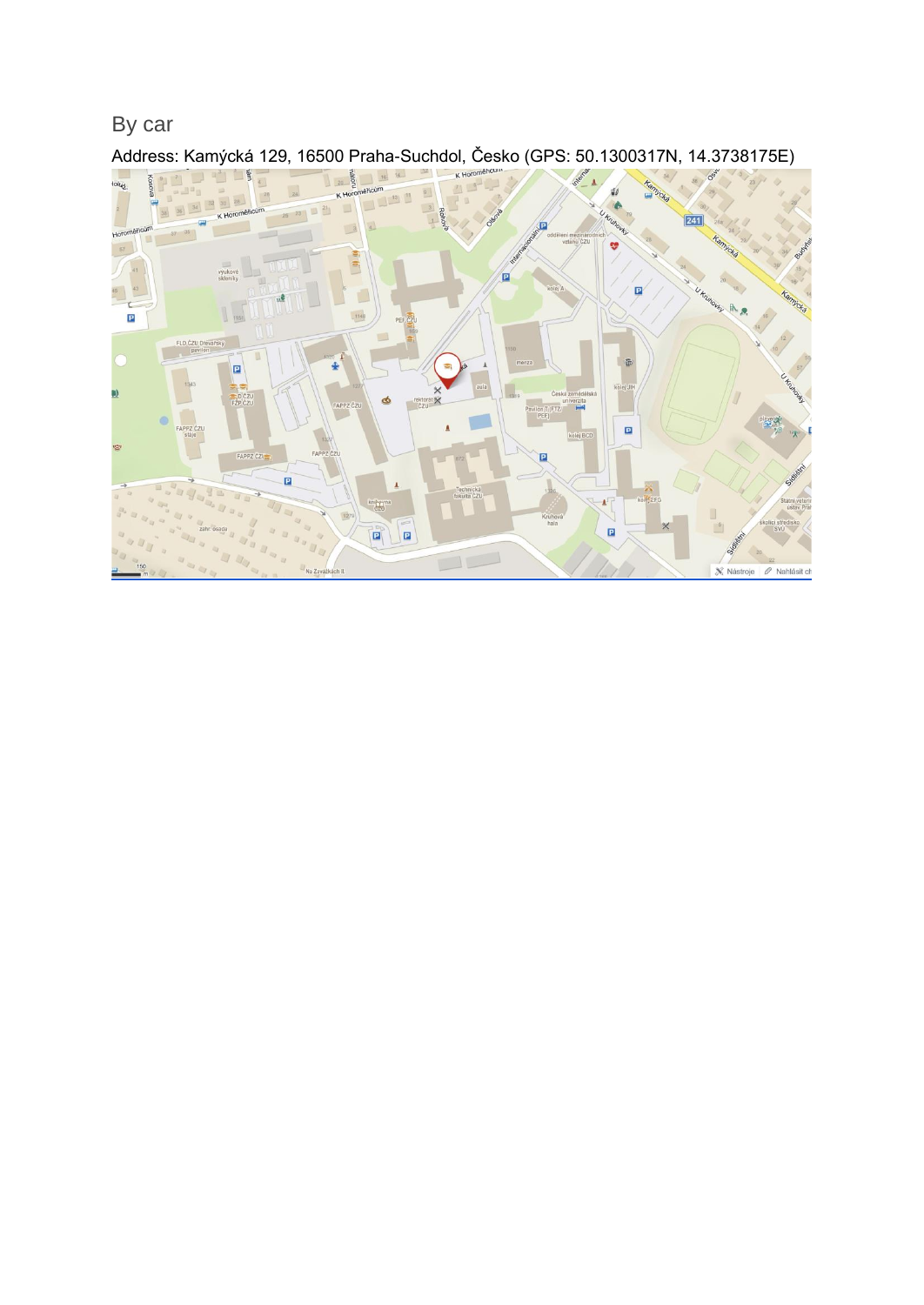## By car

Address: Kamýcká 129, 16500 Praha-Suchdol, Česko (GPS: 50.1300317N, 14.3738175E)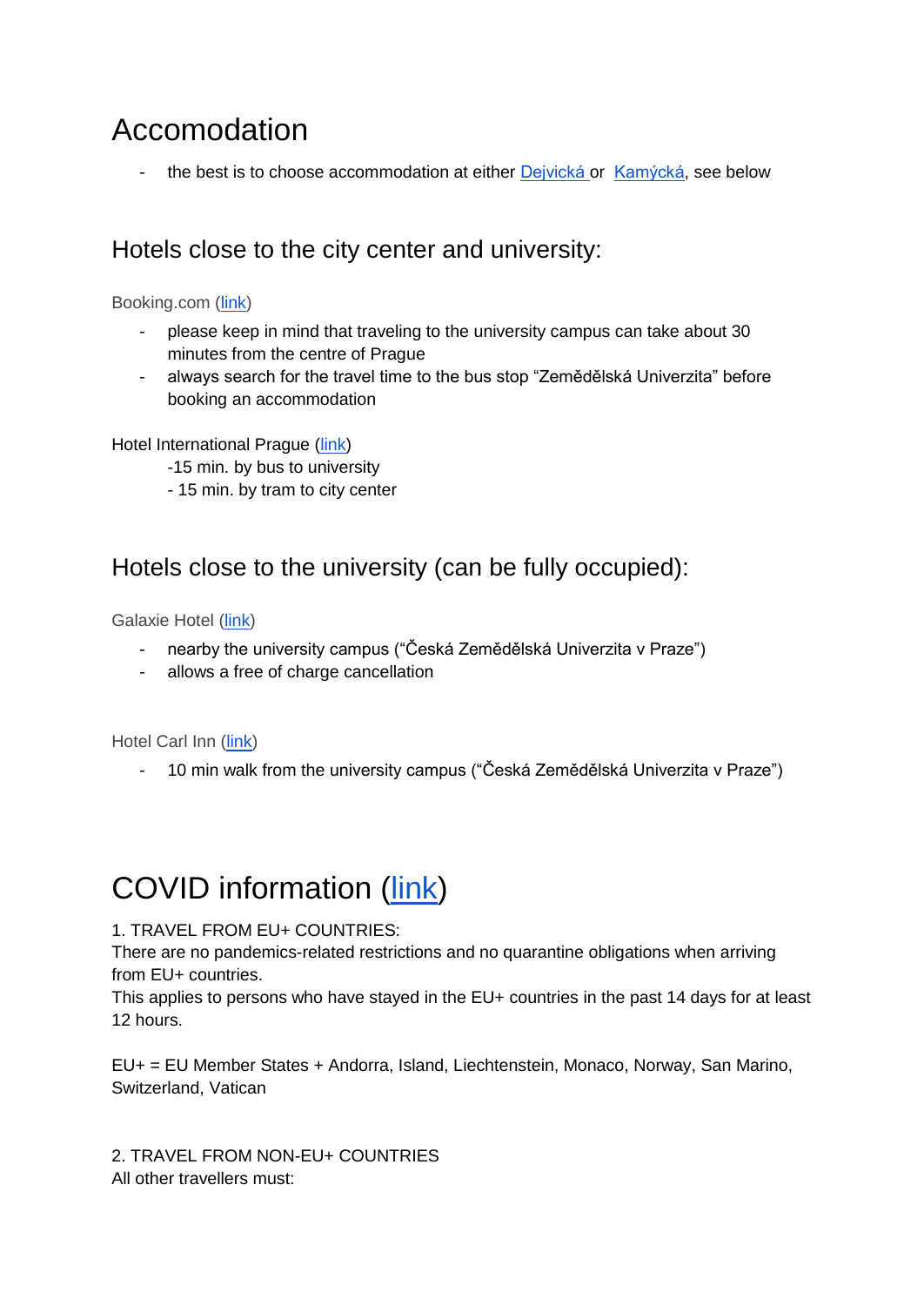# Accomodation

- the best is to choose accommodation at either [Dejvická](link) or [Kamýcká](link), see below

## Hotels close to the city center and university:

Booking.com ([link](link))

- please keep in mind that traveling to the university campus can take about 30 minutes from the centre of Prague
- always search for the travel time to the bus stop "Zemědělská Univerzita" before booking an accommodation

Hotel International Prague ([link](link))

-15 min. by bus to university
- 15 min. by tram to city center

## Hotels close to the university (can be fully occupied):

Galaxie Hotel ([link](link))

- nearby the university campus ("Česká Zemědělská Univerzita v Praze")
- allows a free of charge cancellation

Hotel Carl Inn ([link](link))

- 10 min walk from the university campus ("Česká Zemědělská Univerzita v Praze")

# COVID information ([link](link))

1. TRAVEL FROM EU+ COUNTRIES:
There are no pandemics-related restrictions and no quarantine obligations when arriving from EU+ countries.
This applies to persons who have stayed in the EU+ countries in the past 14 days for at least 12 hours.

EU+ = EU Member States + Andorra, Island, Liechtenstein, Monaco, Norway, San Marino, Switzerland, Vatican

2. TRAVEL FROM NON-EU+ COUNTRIES
All other travellers must: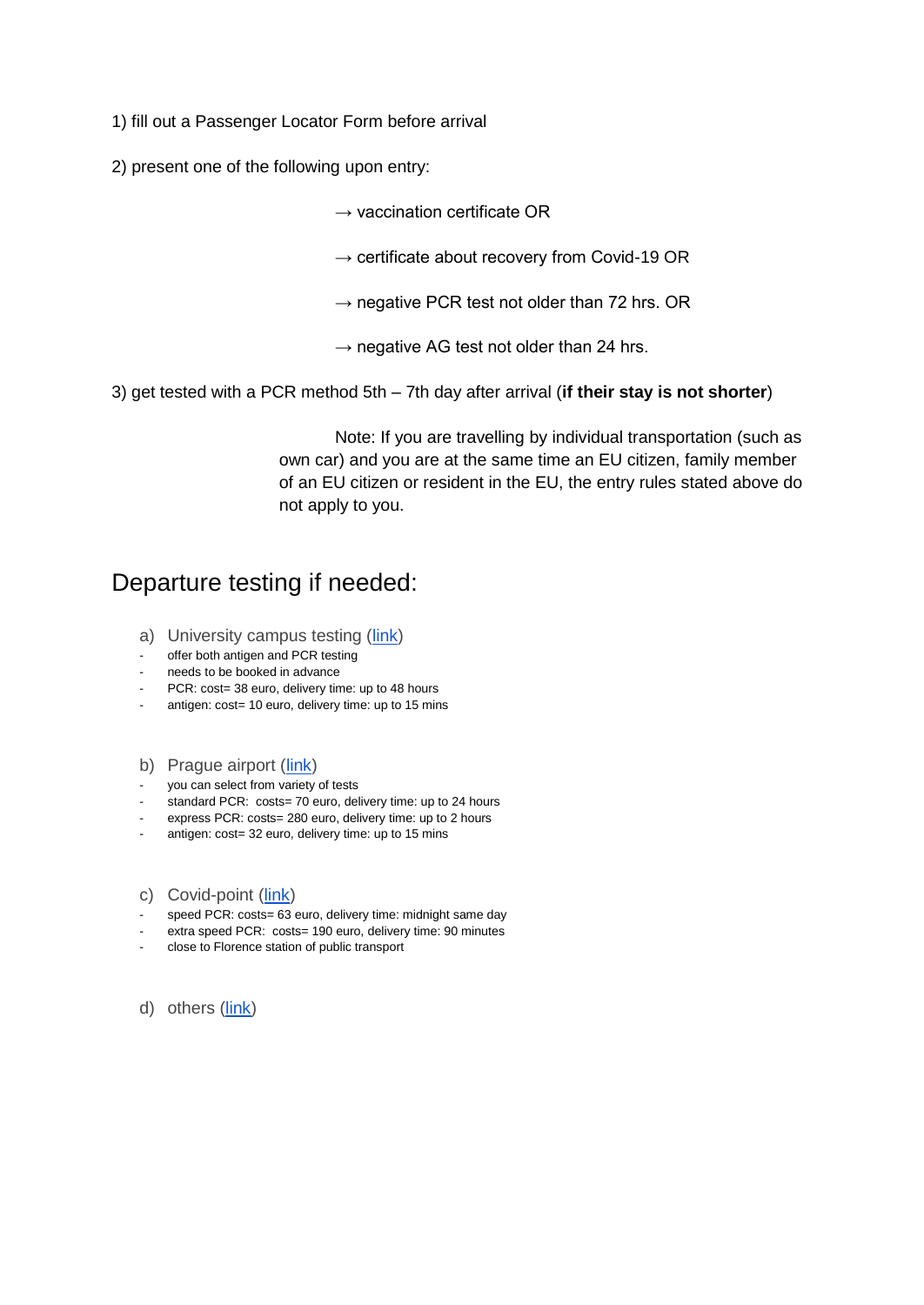1) fill out a Passenger Locator Form before arrival

2) present one of the following upon entry:

→ vaccination certificate OR

→ certificate about recovery from Covid-19 OR

→ negative PCR test not older than 72 hrs. OR

→ negative AG test not older than 24 hrs.

3) get tested with a PCR method 5th – 7th day after arrival (**if their stay is not shorter**)

Note: If you are travelling by individual transportation (such as own car) and you are at the same time an EU citizen, family member of an EU citizen or resident in the EU, the entry rules stated above do not apply to you.

## Departure testing if needed:

a) University campus testing (link)

- offer both antigen and PCR testing
- needs to be booked in advance
- PCR: cost= 38 euro, delivery time: up to 48 hours
- antigen: cost= 10 euro, delivery time: up to 15 mins

b) Prague airport (link)

- you can select from variety of tests
- standard PCR: costs= 70 euro, delivery time: up to 24 hours
- express PCR: costs= 280 euro, delivery time: up to 2 hours
- antigen: cost= 32 euro, delivery time: up to 15 mins

c) Covid-point (link)

- speed PCR: costs= 63 euro, delivery time: midnight same day
- extra speed PCR: costs= 190 euro, delivery time: 90 minutes
- close to Florence station of public transport

d) others (link)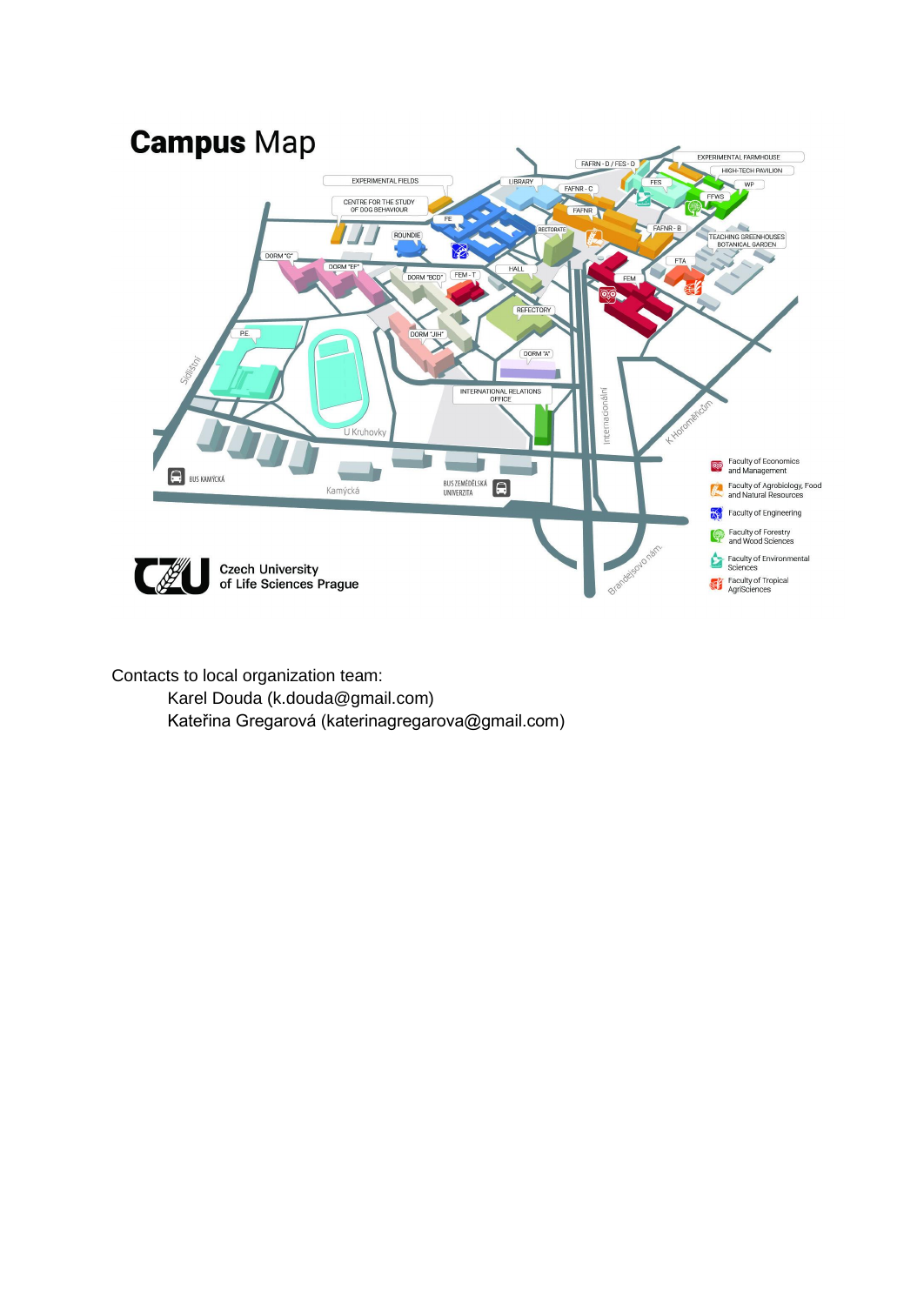# Campus Map

Contacts to local organization team:

Karel Douda (k.douda@gmail.com)

Kateřina Gregarová (katerinagregarova@gmail.com)